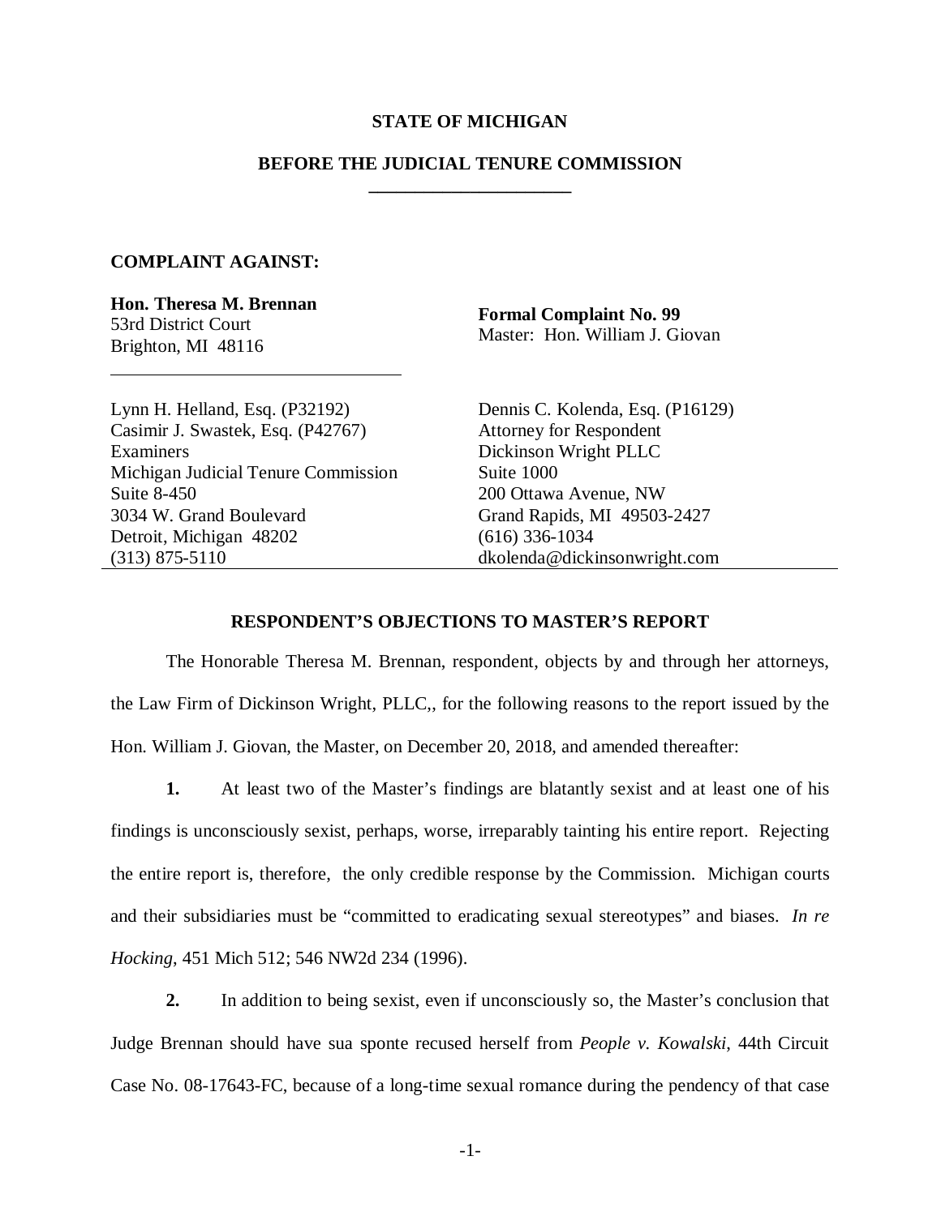**STATE OF MICHIGAN**

**BEFORE THE JUDICIAL TENURE COMMISSION**

**COMPLAINT AGAINST:**

**Hon. Theresa M. Brennan**
53rd District Court
Brighton, MI 48116

**Formal Complaint No. 99**
Master: Hon. William J. Giovan

Lynn H. Helland, Esq. (P32192)
Casimir J. Swastek, Esq. (P42767)
Examiners
Michigan Judicial Tenure Commission
Suite 8-450
3034 W. Grand Boulevard
Detroit, Michigan 48202
(313) 875-5110

Dennis C. Kolenda, Esq. (P16129)
Attorney for Respondent
Dickinson Wright PLLC
Suite 1000
200 Ottawa Avenue, NW
Grand Rapids, MI 49503-2427
(616) 336-1034
dkolenda@dickinsonwright.com

**RESPONDENT'S OBJECTIONS TO MASTER'S REPORT**

The Honorable Theresa M. Brennan, respondent, objects by and through her attorneys, the Law Firm of Dickinson Wright, PLLC,, for the following reasons to the report issued by the Hon. William J. Giovan, the Master, on December 20, 2018, and amended thereafter:

**1.** At least two of the Master's findings are blatantly sexist and at least one of his findings is unconsciously sexist, perhaps, worse, irreparably tainting his entire report. Rejecting the entire report is, therefore, the only credible response by the Commission. Michigan courts and their subsidiaries must be "committed to eradicating sexual stereotypes" and biases. *In re Hocking*, 451 Mich 512; 546 NW2d 234 (1996).

**2.** In addition to being sexist, even if unconsciously so, the Master's conclusion that Judge Brennan should have sua sponte recused herself from *People v. Kowalski*, 44th Circuit Case No. 08-17643-FC, because of a long-time sexual romance during the pendency of that case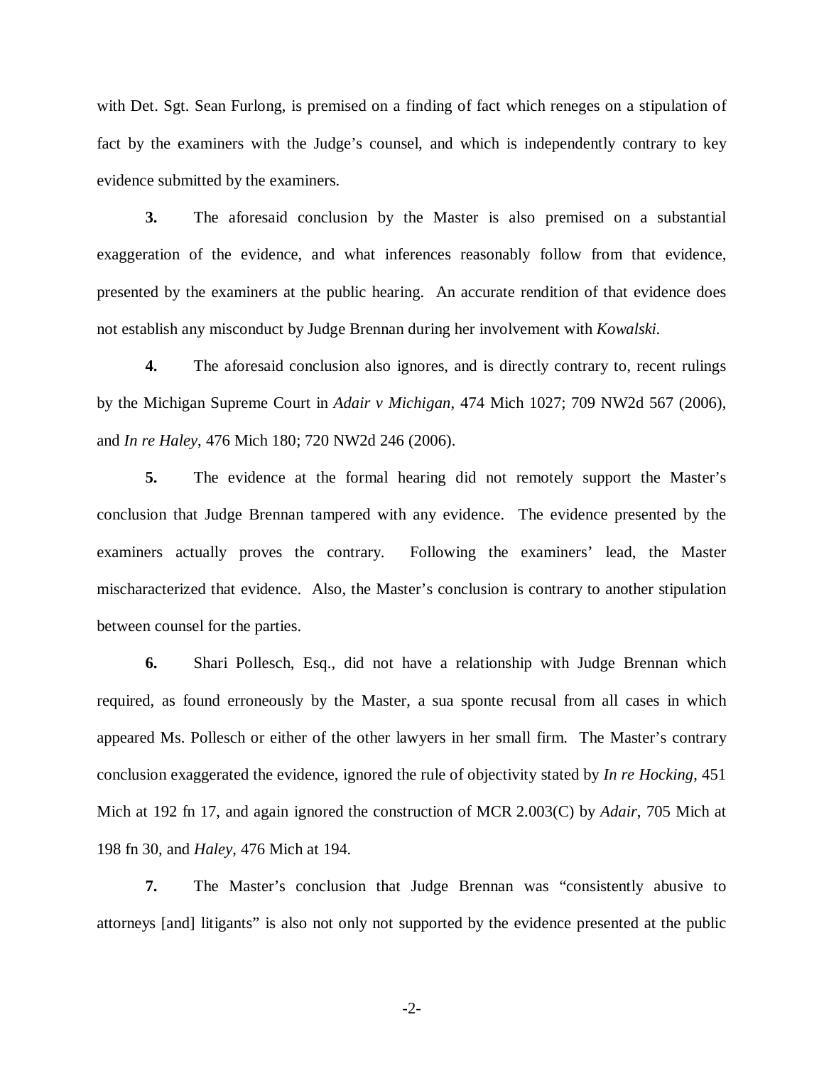with Det. Sgt. Sean Furlong, is premised on a finding of fact which reneges on a stipulation of fact by the examiners with the Judge's counsel, and which is independently contrary to key evidence submitted by the examiners.

**3.** The aforesaid conclusion by the Master is also premised on a substantial exaggeration of the evidence, and what inferences reasonably follow from that evidence, presented by the examiners at the public hearing. An accurate rendition of that evidence does not establish any misconduct by Judge Brennan during her involvement with *Kowalski*.

**4.** The aforesaid conclusion also ignores, and is directly contrary to, recent rulings by the Michigan Supreme Court in *Adair v Michigan*, 474 Mich 1027; 709 NW2d 567 (2006), and *In re Haley*, 476 Mich 180; 720 NW2d 246 (2006).

**5.** The evidence at the formal hearing did not remotely support the Master's conclusion that Judge Brennan tampered with any evidence. The evidence presented by the examiners actually proves the contrary. Following the examiners' lead, the Master mischaracterized that evidence. Also, the Master's conclusion is contrary to another stipulation between counsel for the parties.

**6.** Shari Pollesch, Esq., did not have a relationship with Judge Brennan which required, as found erroneously by the Master, a sua sponte recusal from all cases in which appeared Ms. Pollesch or either of the other lawyers in her small firm. The Master's contrary conclusion exaggerated the evidence, ignored the rule of objectivity stated by *In re Hocking*, 451 Mich at 192 fn 17, and again ignored the construction of MCR 2.003(C) by *Adair*, 705 Mich at 198 fn 30, and *Haley*, 476 Mich at 194.

**7.** The Master's conclusion that Judge Brennan was "consistently abusive to attorneys [and] litigants" is also not only not supported by the evidence presented at the public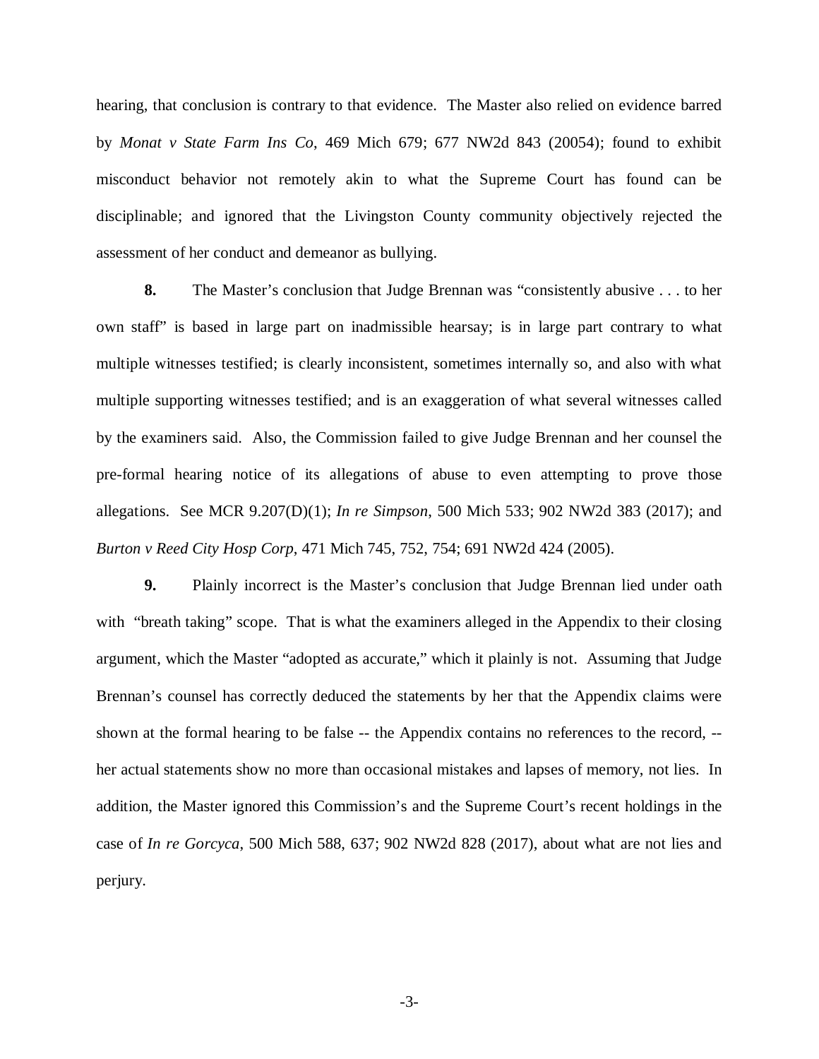hearing, that conclusion is contrary to that evidence. The Master also relied on evidence barred by *Monat v State Farm Ins Co*, 469 Mich 679; 677 NW2d 843 (20054); found to exhibit misconduct behavior not remotely akin to what the Supreme Court has found can be disciplinable; and ignored that the Livingston County community objectively rejected the assessment of her conduct and demeanor as bullying.

**8.** The Master's conclusion that Judge Brennan was "consistently abusive . . . to her own staff" is based in large part on inadmissible hearsay; is in large part contrary to what multiple witnesses testified; is clearly inconsistent, sometimes internally so, and also with what multiple supporting witnesses testified; and is an exaggeration of what several witnesses called by the examiners said. Also, the Commission failed to give Judge Brennan and her counsel the pre-formal hearing notice of its allegations of abuse to even attempting to prove those allegations. See MCR 9.207(D)(1); *In re Simpson*, 500 Mich 533; 902 NW2d 383 (2017); and *Burton v Reed City Hosp Corp*, 471 Mich 745, 752, 754; 691 NW2d 424 (2005).

**9.** Plainly incorrect is the Master's conclusion that Judge Brennan lied under oath with "breath taking" scope. That is what the examiners alleged in the Appendix to their closing argument, which the Master "adopted as accurate," which it plainly is not. Assuming that Judge Brennan's counsel has correctly deduced the statements by her that the Appendix claims were shown at the formal hearing to be false -- the Appendix contains no references to the record, -- her actual statements show no more than occasional mistakes and lapses of memory, not lies. In addition, the Master ignored this Commission's and the Supreme Court's recent holdings in the case of *In re Gorcyca*, 500 Mich 588, 637; 902 NW2d 828 (2017), about what are not lies and perjury.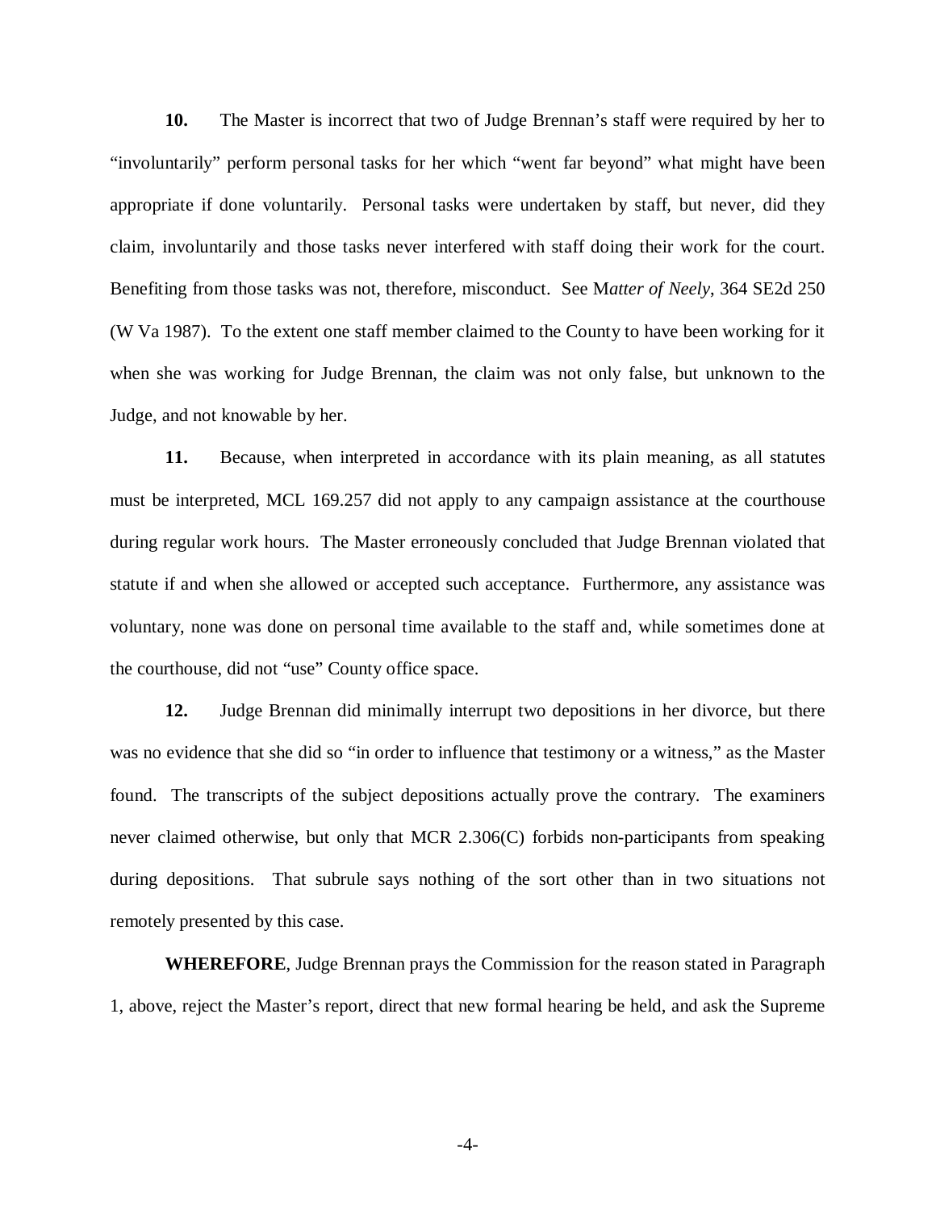**10.** The Master is incorrect that two of Judge Brennan's staff were required by her to "involuntarily" perform personal tasks for her which "went far beyond" what might have been appropriate if done voluntarily. Personal tasks were undertaken by staff, but never, did they claim, involuntarily and those tasks never interfered with staff doing their work for the court. Benefiting from those tasks was not, therefore, misconduct. See M*atter of Neely*, 364 SE2d 250 (W Va 1987). To the extent one staff member claimed to the County to have been working for it when she was working for Judge Brennan, the claim was not only false, but unknown to the Judge, and not knowable by her.

**11.** Because, when interpreted in accordance with its plain meaning, as all statutes must be interpreted, MCL 169.257 did not apply to any campaign assistance at the courthouse during regular work hours. The Master erroneously concluded that Judge Brennan violated that statute if and when she allowed or accepted such acceptance. Furthermore, any assistance was voluntary, none was done on personal time available to the staff and, while sometimes done at the courthouse, did not "use" County office space.

**12.** Judge Brennan did minimally interrupt two depositions in her divorce, but there was no evidence that she did so "in order to influence that testimony or a witness," as the Master found. The transcripts of the subject depositions actually prove the contrary. The examiners never claimed otherwise, but only that MCR 2.306(C) forbids non-participants from speaking during depositions. That subrule says nothing of the sort other than in two situations not remotely presented by this case.

**WHEREFORE**, Judge Brennan prays the Commission for the reason stated in Paragraph 1, above, reject the Master's report, direct that new formal hearing be held, and ask the Supreme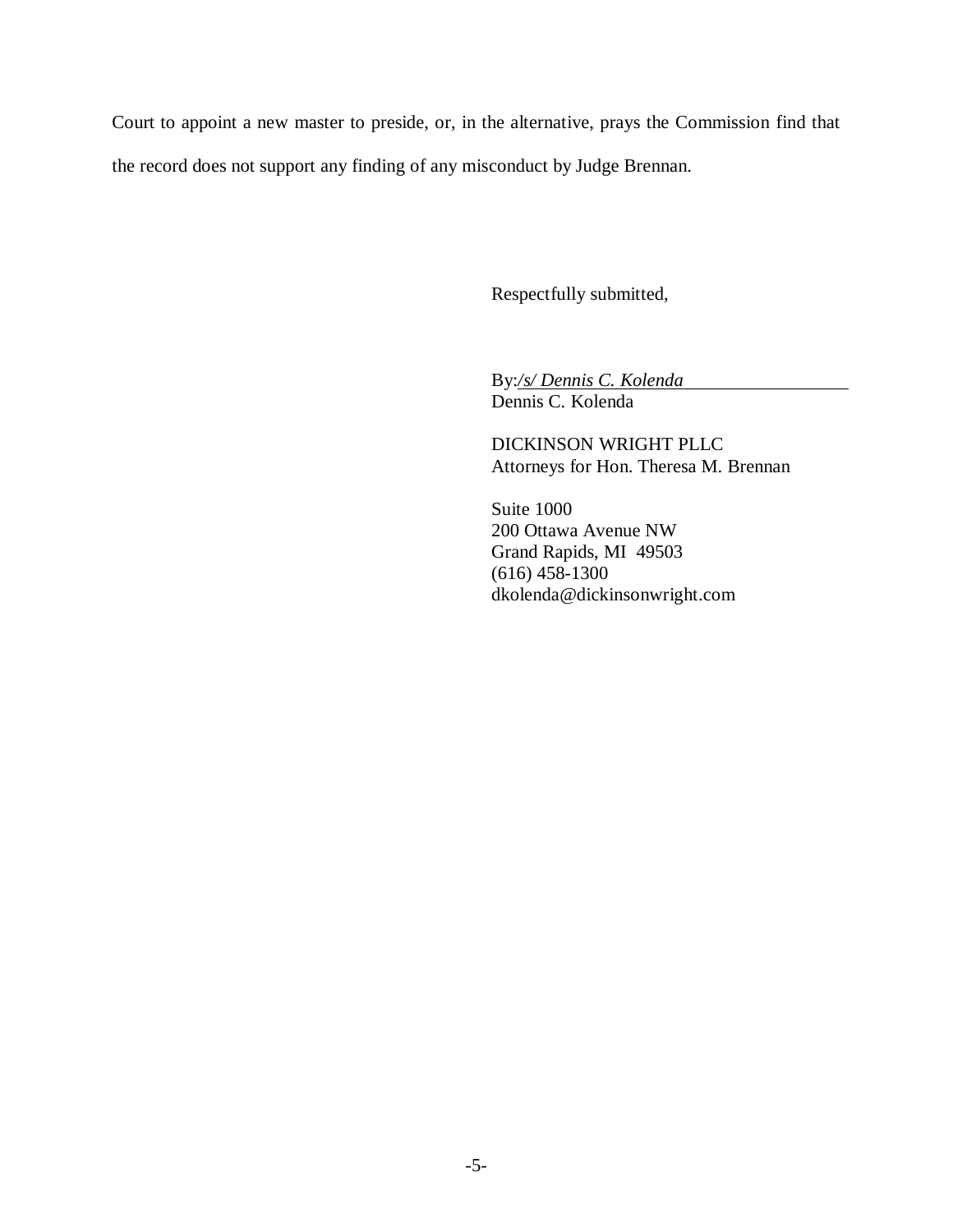Court to appoint a new master to preside, or, in the alternative, prays the Commission find that the record does not support any finding of any misconduct by Judge Brennan.

Respectfully submitted,

By: */s/ Dennis C. Kolenda*
Dennis C. Kolenda

DICKINSON WRIGHT PLLC
Attorneys for Hon. Theresa M. Brennan

Suite 1000
200 Ottawa Avenue NW
Grand Rapids, MI 49503
(616) 458-1300
dkolenda@dickinsonwright.com